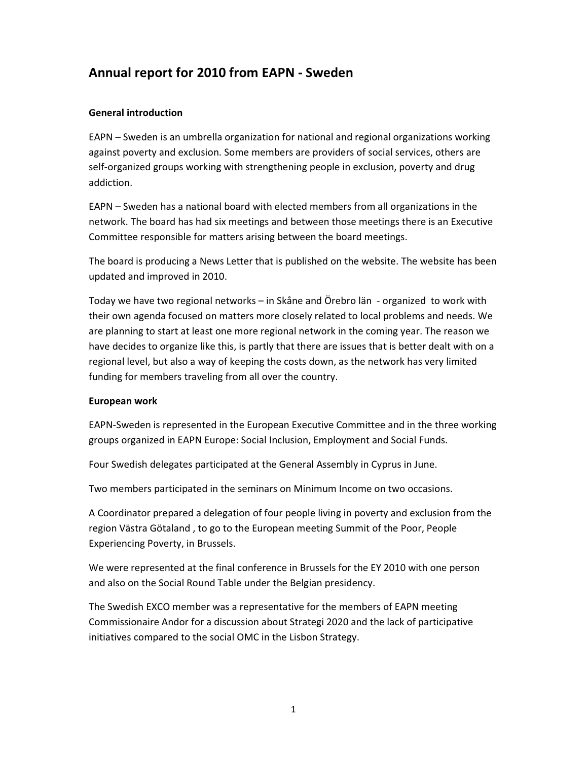# Annual report for 2010 from EAPN - Sweden

## General introduction

EAPN – Sweden is an umbrella organization for national and regional organizations working against poverty and exclusion. Some members are providers of social services, others are self-organized groups working with strengthening people in exclusion, poverty and drug addiction.

EAPN – Sweden has a national board with elected members from all organizations in the network. The board has had six meetings and between those meetings there is an Executive Committee responsible for matters arising between the board meetings.

The board is producing a News Letter that is published on the website. The website has been updated and improved in 2010.

Today we have two regional networks – in Skåne and Örebro län - organized to work with their own agenda focused on matters more closely related to local problems and needs. We are planning to start at least one more regional network in the coming year. The reason we have decides to organize like this, is partly that there are issues that is better dealt with on a regional level, but also a way of keeping the costs down, as the network has very limited funding for members traveling from all over the country.

## European work

EAPN-Sweden is represented in the European Executive Committee and in the three working groups organized in EAPN Europe: Social Inclusion, Employment and Social Funds.

Four Swedish delegates participated at the General Assembly in Cyprus in June.

Two members participated in the seminars on Minimum Income on two occasions.

A Coordinator prepared a delegation of four people living in poverty and exclusion from the region Västra Götaland , to go to the European meeting Summit of the Poor, People Experiencing Poverty, in Brussels.

We were represented at the final conference in Brussels for the EY 2010 with one person and also on the Social Round Table under the Belgian presidency.

The Swedish EXCO member was a representative for the members of EAPN meeting Commissionaire Andor for a discussion about Strategi 2020 and the lack of participative initiatives compared to the social OMC in the Lisbon Strategy.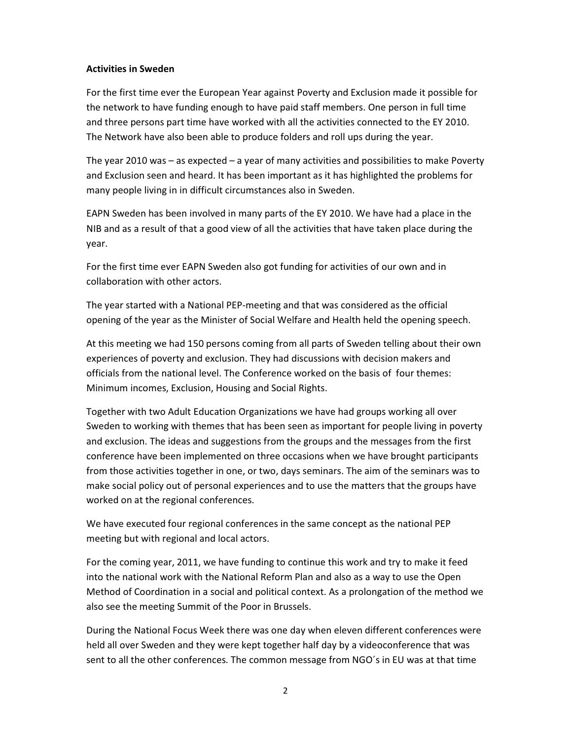**Activities in Sweden**

For the first time ever the European Year against Poverty and Exclusion made it possible for the network to have funding enough to have paid staff members. One person in full time and three persons part time have worked with all the activities connected to the EY 2010. The Network have also been able to produce folders and roll ups during the year.

The year 2010 was – as expected – a year of many activities and possibilities to make Poverty and Exclusion seen and heard. It has been important as it has highlighted the problems for many people living in in difficult circumstances also in Sweden.

EAPN Sweden has been involved in many parts of the EY 2010. We have had a place in the NIB and as a result of that a good view of all the activities that have taken place during the year.

For the first time ever EAPN Sweden also got funding for activities of our own and in collaboration with other actors.

The year started with a National PEP-meeting and that was considered as the official opening of the year as the Minister of Social Welfare and Health held the opening speech.

At this meeting we had 150 persons coming from all parts of Sweden telling about their own experiences of poverty and exclusion. They had discussions with decision makers and officials from the national level. The Conference worked on the basis of four themes: Minimum incomes, Exclusion, Housing and Social Rights.

Together with two Adult Education Organizations we have had groups working all over Sweden to working with themes that has been seen as important for people living in poverty and exclusion. The ideas and suggestions from the groups and the messages from the first conference have been implemented on three occasions when we have brought participants from those activities together in one, or two, days seminars. The aim of the seminars was to make social policy out of personal experiences and to use the matters that the groups have worked on at the regional conferences.

We have executed four regional conferences in the same concept as the national PEP meeting but with regional and local actors.

For the coming year, 2011, we have funding to continue this work and try to make it feed into the national work with the National Reform Plan and also as a way to use the Open Method of Coordination in a social and political context. As a prolongation of the method we also see the meeting Summit of the Poor in Brussels.

During the National Focus Week there was one day when eleven different conferences were held all over Sweden and they were kept together half day by a videoconference that was sent to all the other conferences. The common message from NGO´s in EU was at that time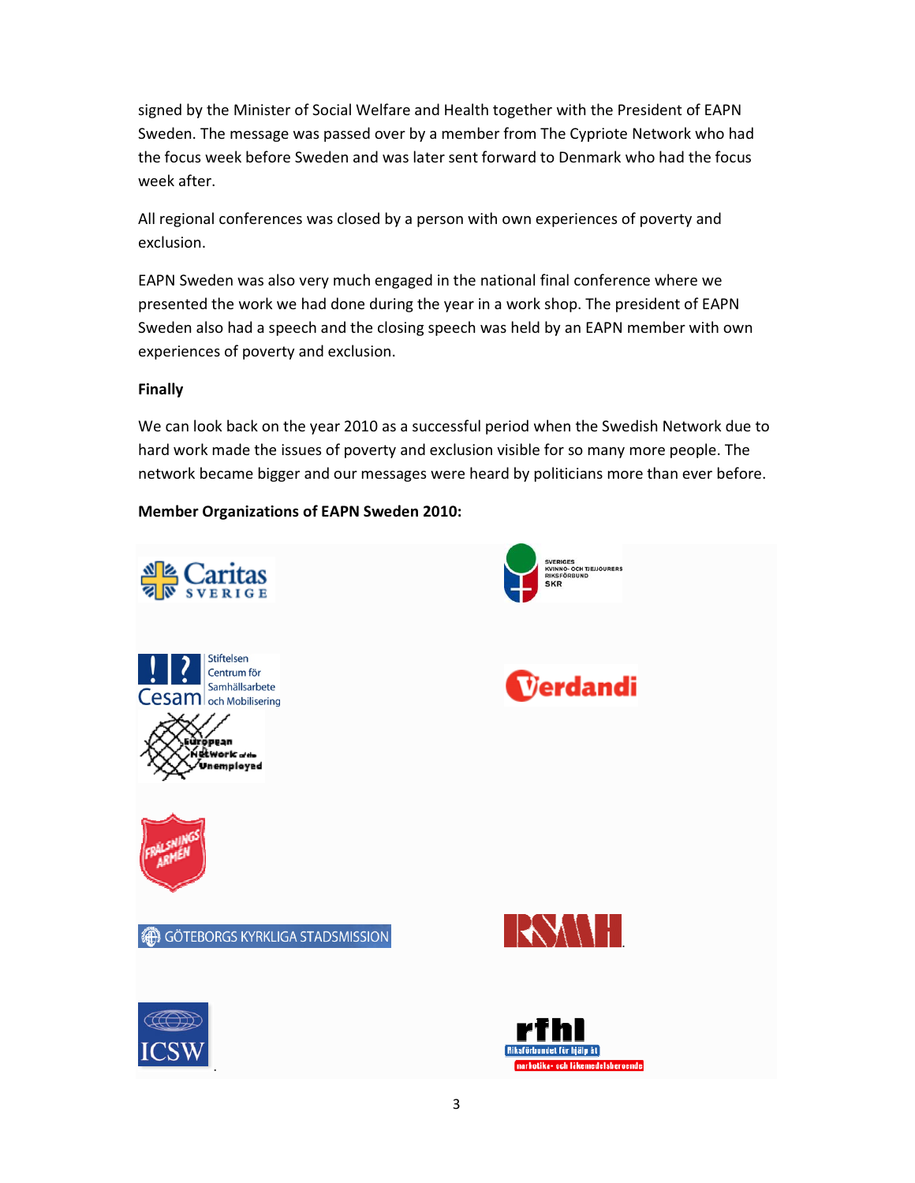signed by the Minister of Social Welfare and Health together with the President of EAPN Sweden. The message was passed over by a member from The Cypriote Network who had the focus week before Sweden and was later sent forward to Denmark who had the focus week after.

All regional conferences was closed by a person with own experiences of poverty and exclusion.

EAPN Sweden was also very much engaged in the national final conference where we presented the work we had done during the year in a work shop. The president of EAPN Sweden also had a speech and the closing speech was held by an EAPN member with own experiences of poverty and exclusion.

**Finally**

We can look back on the year 2010 as a successful period when the Swedish Network due to hard work made the issues of poverty and exclusion visible for so many more people. The network became bigger and our messages were heard by politicians more than ever before.

**Member Organizations of EAPN Sweden 2010:**

Caritas Sverige

Sveriges Kvinno- och Tjejjourers Riksförbund SKR

Stiftelsen Centrum för Samhällsarbete och Mobilisering Cesam

Verdandi

European Network of the Unemployed

Frälsningsarmén

Göteborgs Kyrkliga Stadsmission

RSMH

ICSW

rfhl Riksförbundet för hjälp åt narkotika- och läkemedelsberoende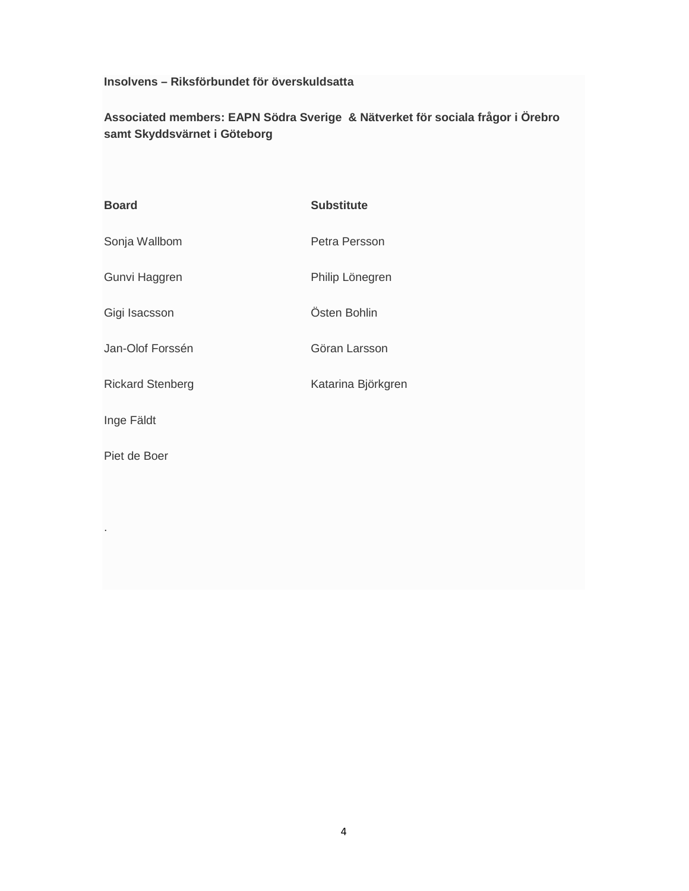**Insolvens – Riksförbundet för överskuldsatta**

**Associated members: EAPN Södra Sverige & Nätverket för sociala frågor i Örebro samt Skyddsvärnet i Göteborg**

| **Board** | **Substitute** |
|---|---|
| Sonja Wallbom | Petra Persson |
| Gunvi Haggren | Philip Lönegren |
| Gigi Isacsson | Östen Bohlin |
| Jan-Olof Forssén | Göran Larsson |
| Rickard Stenberg | Katarina Björkgren |
| Inge Fäldt | |
| Piet de Boer | |

.